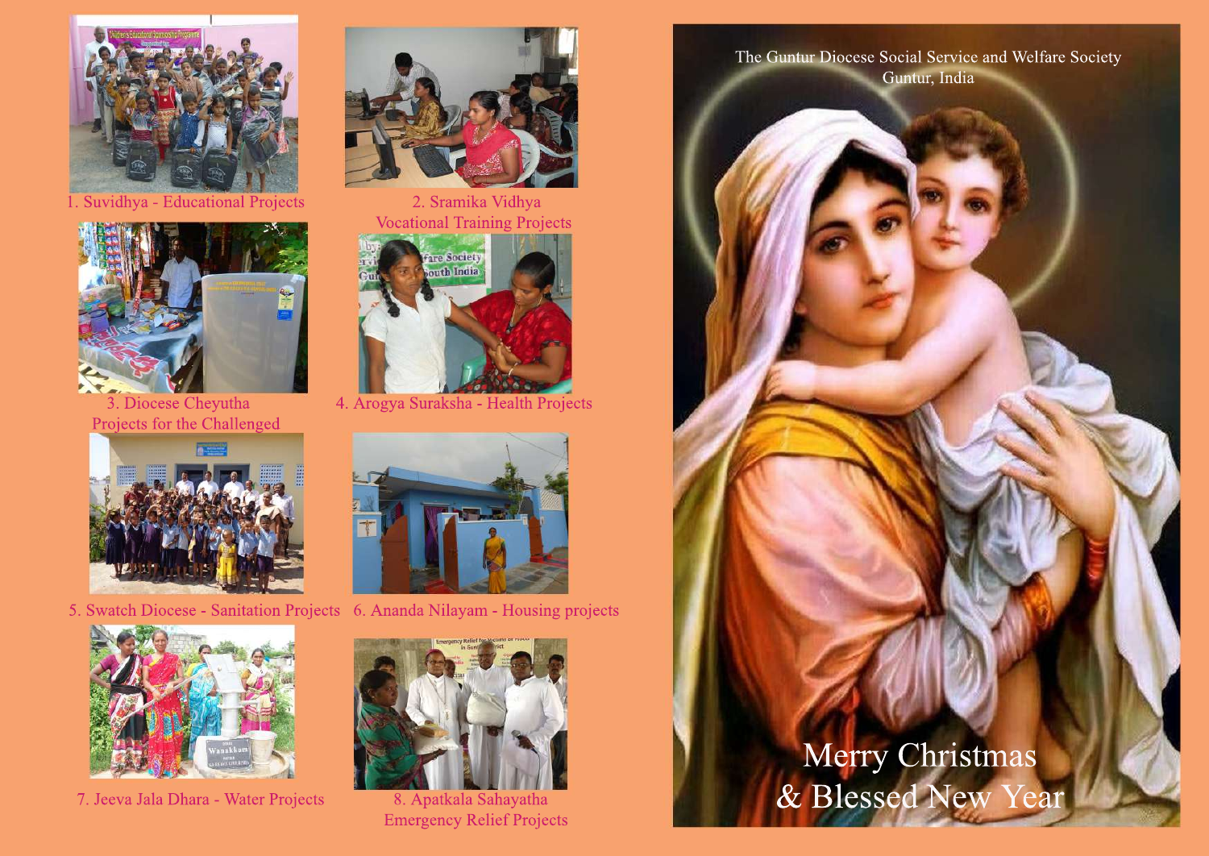1. Suvidhya - Educational Projects

2. Sramika Vidhya
Vocational Training Projects

3. Diocese Cheyutha
Projects for the Challenged

4. Arogya Suraksha - Health Projects

5. Swatch Diocese - Sanitation Projects

6. Ananda Nilayam - Housing projects

7. Jeeva Jala Dhara - Water Projects

8. Apatkala Sahayatha
Emergency Relief Projects

The Guntur Diocese Social Service and Welfare Society
Guntur, India

Merry Christmas
& Blessed New Year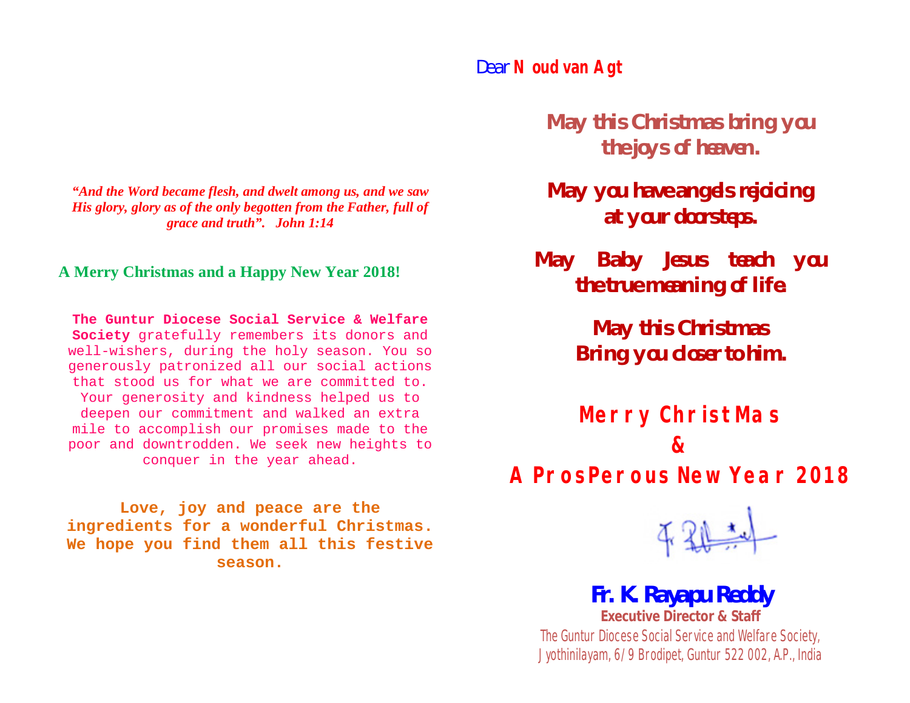*"And the Word became flesh, and dwelt among us, and we saw His glory, glory as of the only begotten from the Father, full of grace and truth". John 1:14*

**A Merry Christmas and a Happy New Year 2018!**

**The Guntur Diocese Social Service & Welfare Society** gratefully remembers its donors and well-wishers, during the holy season. You so generously patronized all our social actions that stood us for what we are committed to. Your generosity and kindness helped us to deepen our commitment and walked an extra mile to accomplish our promises made to the poor and downtrodden. We seek new heights to conquer in the year ahead.

**Love, joy and peace are the ingredients for a wonderful Christmas. We hope you find them all this festive season.**

Dear **Noud van Agt**

***May this Christmas bring you the joys of heaven.***

***May you have angels rejoicing at your doorsteps.***

***May Baby Jesus teach you the true meaning of life.***

***May this Christmas Bring you closer to him.***

**Merry ChristMas**

**&**

**A ProsPerous New Year 2018**

**Fr. K. Rayapu Reddy**

**Executive Director & Staff**

The Guntur Diocese Social Service and Welfare Society,
Jyothinilayam, 6/9 Brodipet, Guntur 522 002, A.P., India